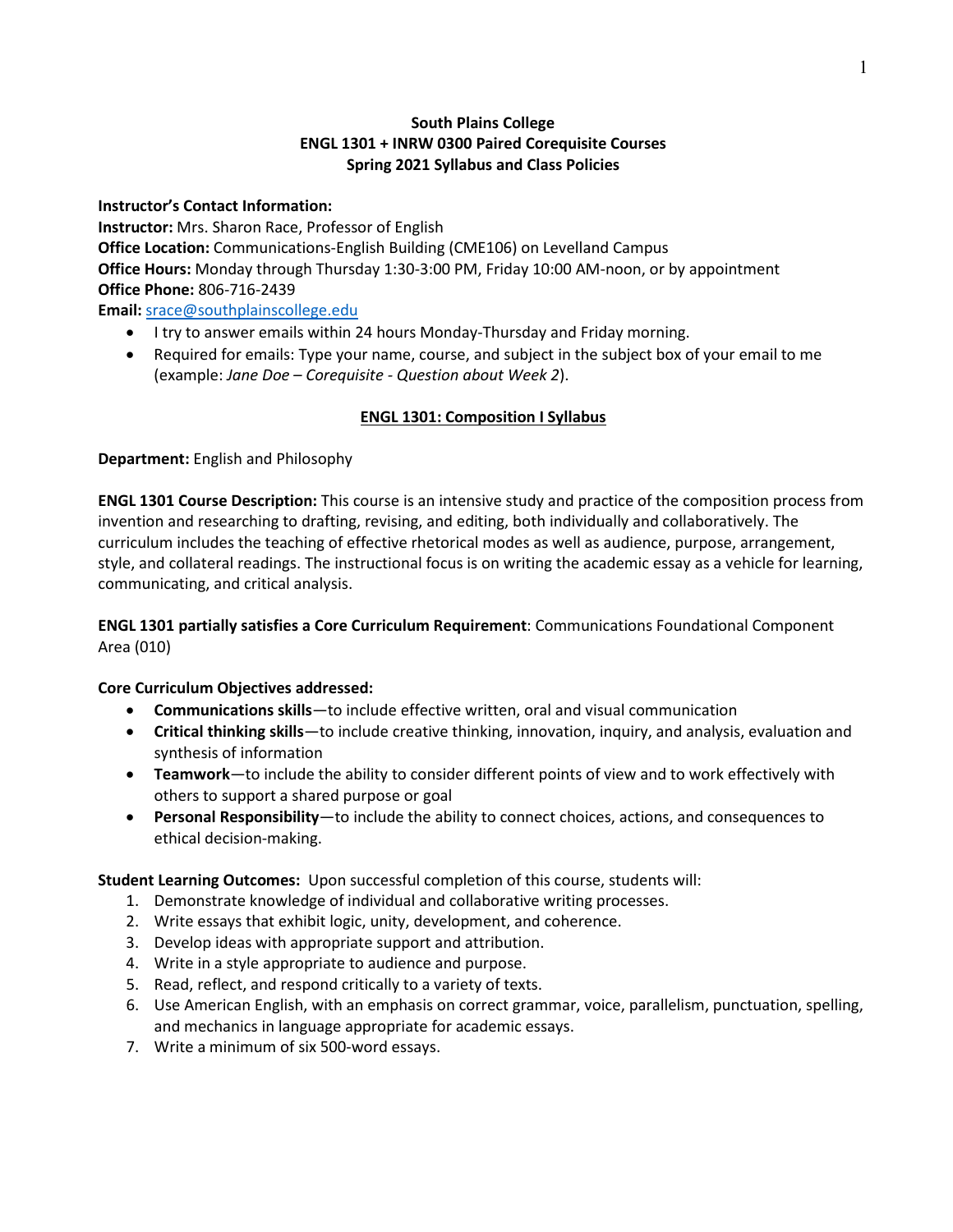**South Plains College**
**ENGL 1301 + INRW 0300 Paired Corequisite Courses**
**Spring 2021 Syllabus and Class Policies**

**Instructor's Contact Information:**
**Instructor:** Mrs. Sharon Race, Professor of English
**Office Location:** Communications-English Building (CME106) on Levelland Campus
**Office Hours:** Monday through Thursday 1:30-3:00 PM, Friday 10:00 AM-noon, or by appointment
**Office Phone:** 806-716-2439
**Email:** srace@southplainscollege.edu

- I try to answer emails within 24 hours Monday-Thursday and Friday morning.
- Required for emails: Type your name, course, and subject in the subject box of your email to me (example: *Jane Doe – Corequisite - Question about Week 2*).

## ENGL 1301: Composition I Syllabus

**Department:** English and Philosophy

**ENGL 1301 Course Description:** This course is an intensive study and practice of the composition process from invention and researching to drafting, revising, and editing, both individually and collaboratively. The curriculum includes the teaching of effective rhetorical modes as well as audience, purpose, arrangement, style, and collateral readings. The instructional focus is on writing the academic essay as a vehicle for learning, communicating, and critical analysis.

**ENGL 1301 partially satisfies a Core Curriculum Requirement**: Communications Foundational Component Area (010)

**Core Curriculum Objectives addressed:**

- **Communications skills**—to include effective written, oral and visual communication
- **Critical thinking skills**—to include creative thinking, innovation, inquiry, and analysis, evaluation and synthesis of information
- **Teamwork**—to include the ability to consider different points of view and to work effectively with others to support a shared purpose or goal
- **Personal Responsibility**—to include the ability to connect choices, actions, and consequences to ethical decision-making.

**Student Learning Outcomes:** Upon successful completion of this course, students will:

1. Demonstrate knowledge of individual and collaborative writing processes.
2. Write essays that exhibit logic, unity, development, and coherence.
3. Develop ideas with appropriate support and attribution.
4. Write in a style appropriate to audience and purpose.
5. Read, reflect, and respond critically to a variety of texts.
6. Use American English, with an emphasis on correct grammar, voice, parallelism, punctuation, spelling, and mechanics in language appropriate for academic essays.
7. Write a minimum of six 500-word essays.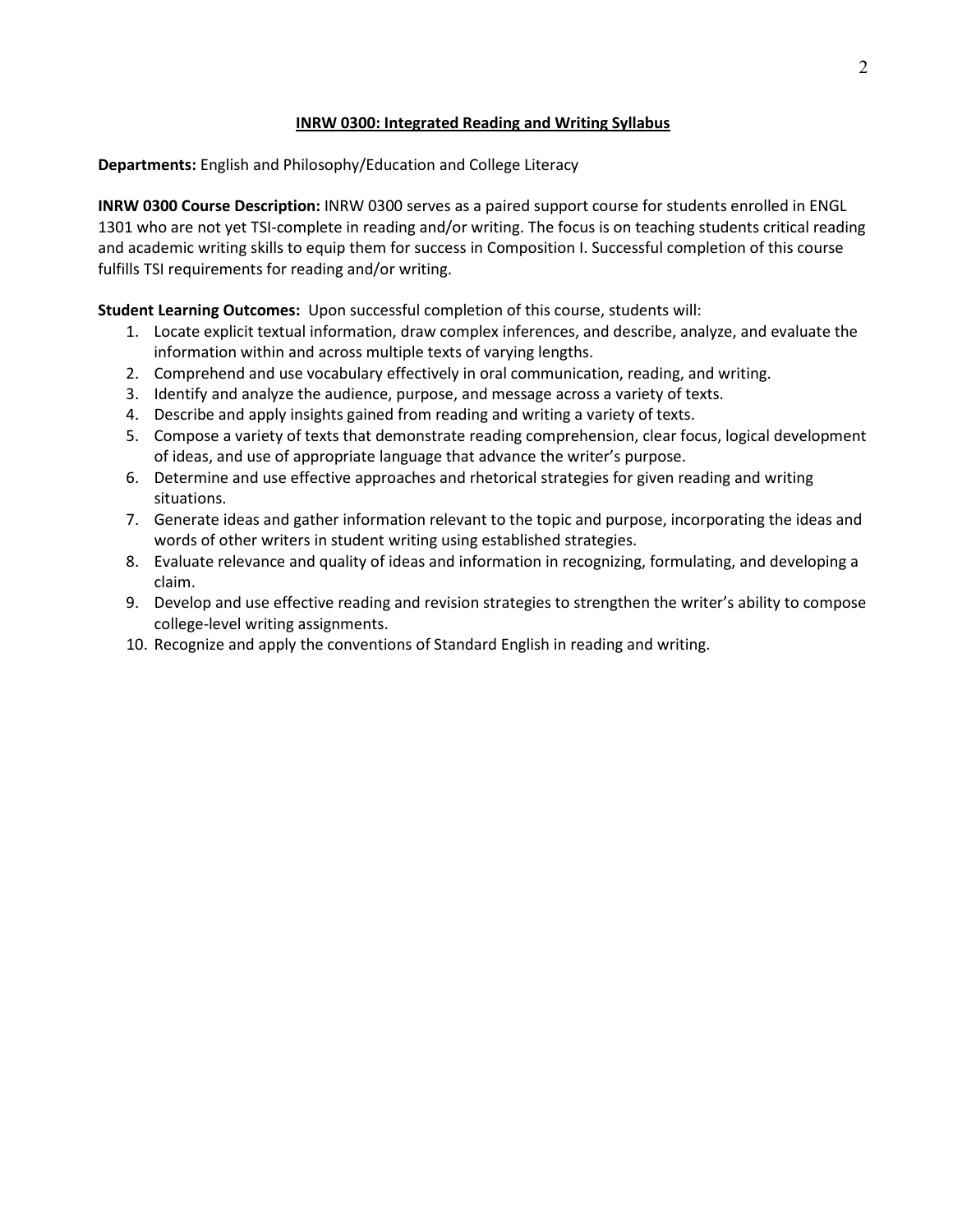## INRW 0300: Integrated Reading and Writing Syllabus

**Departments:** English and Philosophy/Education and College Literacy

**INRW 0300 Course Description:** INRW 0300 serves as a paired support course for students enrolled in ENGL 1301 who are not yet TSI-complete in reading and/or writing. The focus is on teaching students critical reading and academic writing skills to equip them for success in Composition I. Successful completion of this course fulfills TSI requirements for reading and/or writing.

**Student Learning Outcomes:** Upon successful completion of this course, students will:

1. Locate explicit textual information, draw complex inferences, and describe, analyze, and evaluate the information within and across multiple texts of varying lengths.
2. Comprehend and use vocabulary effectively in oral communication, reading, and writing.
3. Identify and analyze the audience, purpose, and message across a variety of texts.
4. Describe and apply insights gained from reading and writing a variety of texts.
5. Compose a variety of texts that demonstrate reading comprehension, clear focus, logical development of ideas, and use of appropriate language that advance the writer's purpose.
6. Determine and use effective approaches and rhetorical strategies for given reading and writing situations.
7. Generate ideas and gather information relevant to the topic and purpose, incorporating the ideas and words of other writers in student writing using established strategies.
8. Evaluate relevance and quality of ideas and information in recognizing, formulating, and developing a claim.
9. Develop and use effective reading and revision strategies to strengthen the writer's ability to compose college-level writing assignments.
10. Recognize and apply the conventions of Standard English in reading and writing.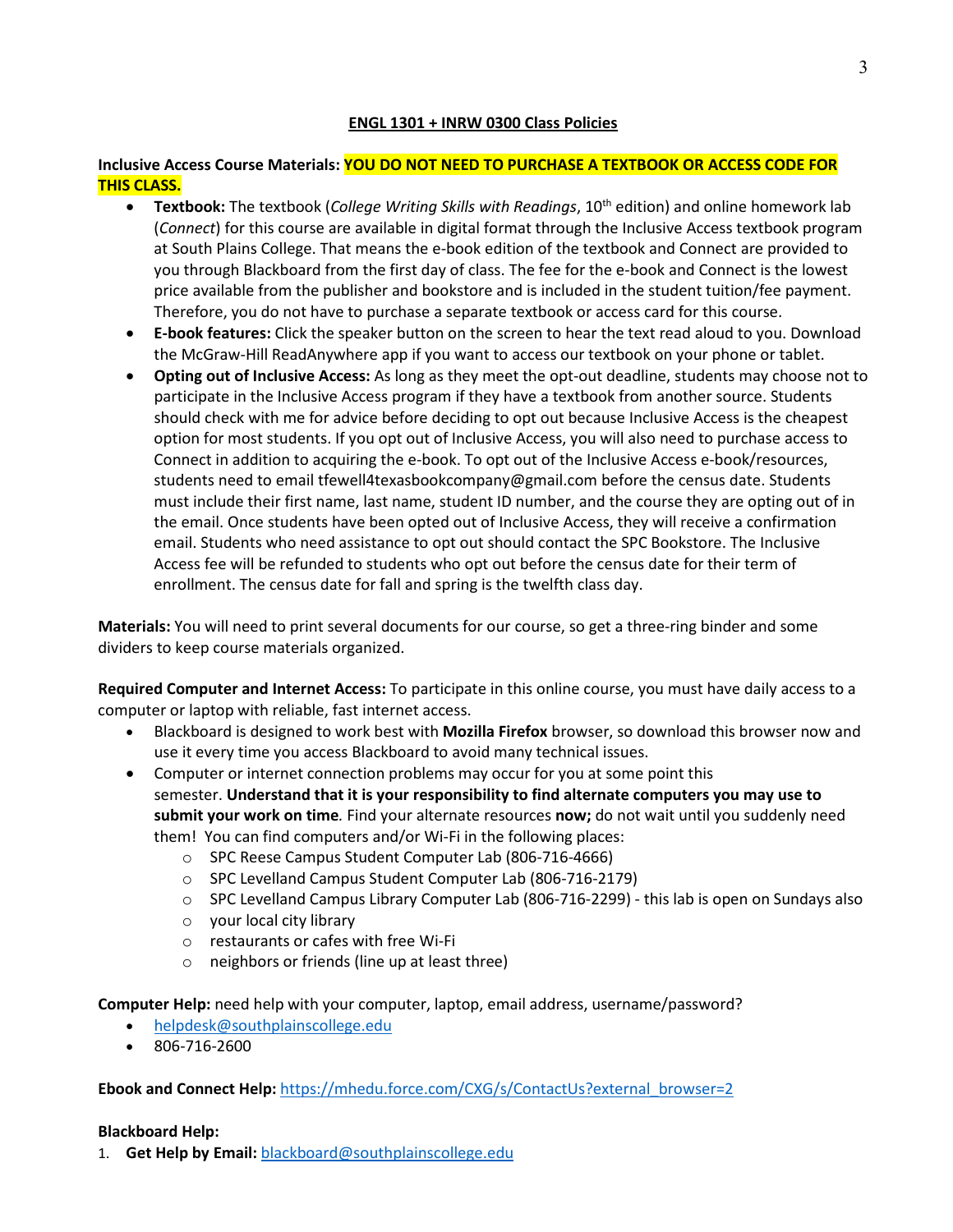## ENGL 1301 + INRW 0300 Class Policies

**Inclusive Access Course Materials: YOU DO NOT NEED TO PURCHASE A TEXTBOOK OR ACCESS CODE FOR THIS CLASS.**

- **Textbook:** The textbook (*College Writing Skills with Readings*, 10th edition) and online homework lab (*Connect*) for this course are available in digital format through the Inclusive Access textbook program at South Plains College. That means the e-book edition of the textbook and Connect are provided to you through Blackboard from the first day of class. The fee for the e-book and Connect is the lowest price available from the publisher and bookstore and is included in the student tuition/fee payment. Therefore, you do not have to purchase a separate textbook or access card for this course.
- **E-book features:** Click the speaker button on the screen to hear the text read aloud to you. Download the McGraw-Hill ReadAnywhere app if you want to access our textbook on your phone or tablet.
- **Opting out of Inclusive Access:** As long as they meet the opt-out deadline, students may choose not to participate in the Inclusive Access program if they have a textbook from another source. Students should check with me for advice before deciding to opt out because Inclusive Access is the cheapest option for most students. If you opt out of Inclusive Access, you will also need to purchase access to Connect in addition to acquiring the e-book. To opt out of the Inclusive Access e-book/resources, students need to email tfewell4texasbookcompany@gmail.com before the census date. Students must include their first name, last name, student ID number, and the course they are opting out of in the email. Once students have been opted out of Inclusive Access, they will receive a confirmation email. Students who need assistance to opt out should contact the SPC Bookstore. The Inclusive Access fee will be refunded to students who opt out before the census date for their term of enrollment. The census date for fall and spring is the twelfth class day.

**Materials:** You will need to print several documents for our course, so get a three-ring binder and some dividers to keep course materials organized.

**Required Computer and Internet Access:** To participate in this online course, you must have daily access to a computer or laptop with reliable, fast internet access.

- Blackboard is designed to work best with **Mozilla Firefox** browser, so download this browser now and use it every time you access Blackboard to avoid many technical issues.
- Computer or internet connection problems may occur for you at some point this semester. **Understand that it is your responsibility to find alternate computers you may use to submit your work on time***.* Find your alternate resources **now;** do not wait until you suddenly need them! You can find computers and/or Wi-Fi in the following places:
  - SPC Reese Campus Student Computer Lab (806-716-4666)
  - SPC Levelland Campus Student Computer Lab (806-716-2179)
  - SPC Levelland Campus Library Computer Lab (806-716-2299) - this lab is open on Sundays also
  - your local city library
  - restaurants or cafes with free Wi-Fi
  - neighbors or friends (line up at least three)

**Computer Help:** need help with your computer, laptop, email address, username/password?

- helpdesk@southplainscollege.edu
- 806-716-2600

**Ebook and Connect Help:** https://mhedu.force.com/CXG/s/ContactUs?external_browser=2

**Blackboard Help:**

1. **Get Help by Email:** blackboard@southplainscollege.edu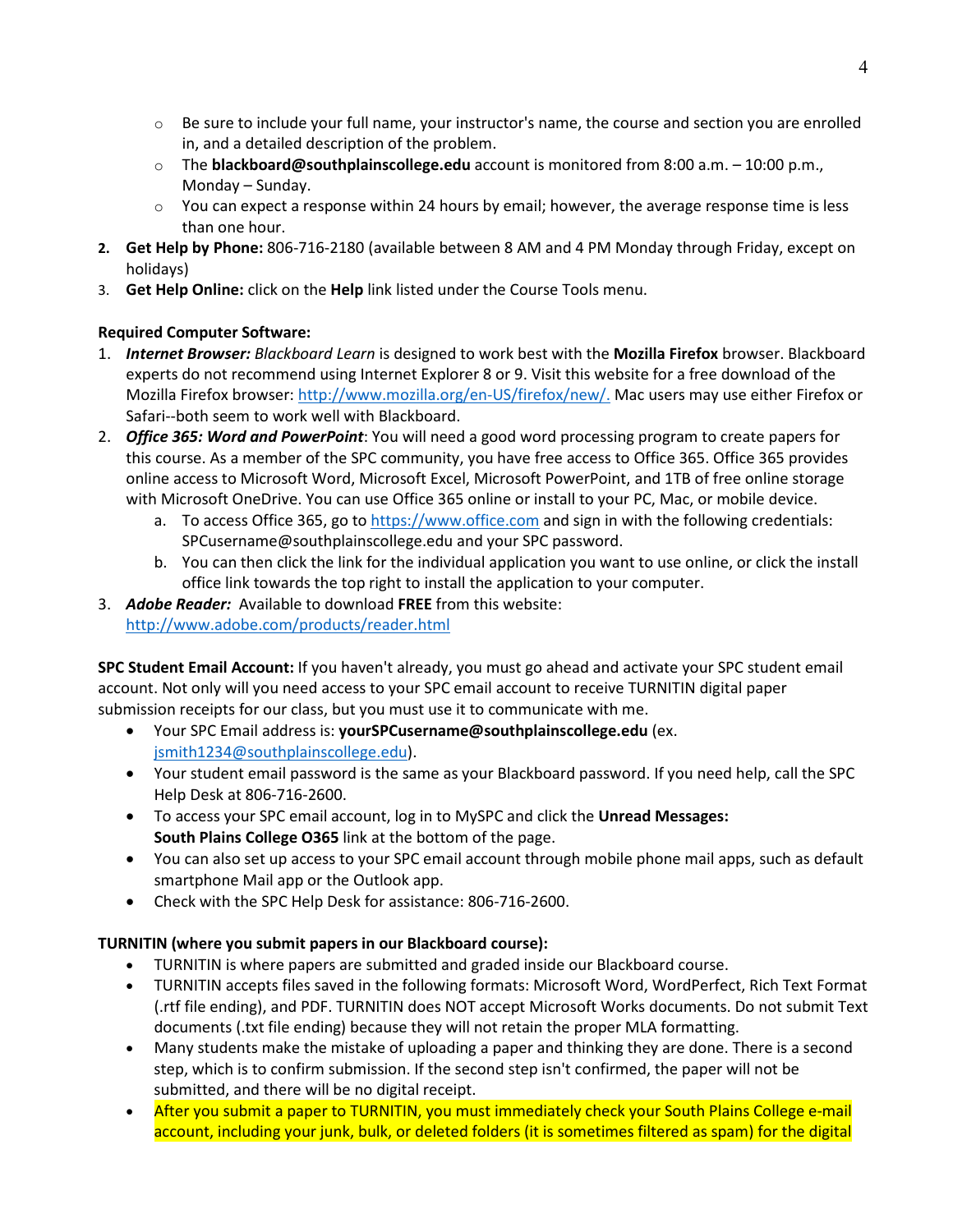- Be sure to include your full name, your instructor's name, the course and section you are enrolled in, and a detailed description of the problem.
  - The **blackboard@southplainscollege.edu** account is monitored from 8:00 a.m. – 10:00 p.m., Monday – Sunday.
  - You can expect a response within 24 hours by email; however, the average response time is less than one hour.
2. **Get Help by Phone:** 806-716-2180 (available between 8 AM and 4 PM Monday through Friday, except on holidays)
3. **Get Help Online:** click on the **Help** link listed under the Course Tools menu.

**Required Computer Software:**

1. ***Internet Browser:*** *Blackboard Learn* is designed to work best with the **Mozilla Firefox** browser. Blackboard experts do not recommend using Internet Explorer 8 or 9. Visit this website for a free download of the Mozilla Firefox browser: http://www.mozilla.org/en-US/firefox/new/. Mac users may use either Firefox or Safari--both seem to work well with Blackboard.
2. ***Office 365: Word and PowerPoint***: You will need a good word processing program to create papers for this course. As a member of the SPC community, you have free access to Office 365. Office 365 provides online access to Microsoft Word, Microsoft Excel, Microsoft PowerPoint, and 1TB of free online storage with Microsoft OneDrive. You can use Office 365 online or install to your PC, Mac, or mobile device.
   a. To access Office 365, go to https://www.office.com and sign in with the following credentials: SPCusername@southplainscollege.edu and your SPC password.
   b. You can then click the link for the individual application you want to use online, or click the install office link towards the top right to install the application to your computer.
3. ***Adobe Reader:*** Available to download **FREE** from this website: http://www.adobe.com/products/reader.html

**SPC Student Email Account:** If you haven't already, you must go ahead and activate your SPC student email account. Not only will you need access to your SPC email account to receive TURNITIN digital paper submission receipts for our class, but you must use it to communicate with me.

- Your SPC Email address is: **yourSPCusername@southplainscollege.edu** (ex. jsmith1234@southplainscollege.edu).
- Your student email password is the same as your Blackboard password. If you need help, call the SPC Help Desk at 806-716-2600.
- To access your SPC email account, log in to MySPC and click the **Unread Messages: South Plains College O365** link at the bottom of the page.
- You can also set up access to your SPC email account through mobile phone mail apps, such as default smartphone Mail app or the Outlook app.
- Check with the SPC Help Desk for assistance: 806-716-2600.

**TURNITIN (where you submit papers in our Blackboard course):**

- TURNITIN is where papers are submitted and graded inside our Blackboard course.
- TURNITIN accepts files saved in the following formats: Microsoft Word, WordPerfect, Rich Text Format (.rtf file ending), and PDF. TURNITIN does NOT accept Microsoft Works documents. Do not submit Text documents (.txt file ending) because they will not retain the proper MLA formatting.
- Many students make the mistake of uploading a paper and thinking they are done. There is a second step, which is to confirm submission. If the second step isn't confirmed, the paper will not be submitted, and there will be no digital receipt.
- After you submit a paper to TURNITIN, you must immediately check your South Plains College e-mail account, including your junk, bulk, or deleted folders (it is sometimes filtered as spam) for the digital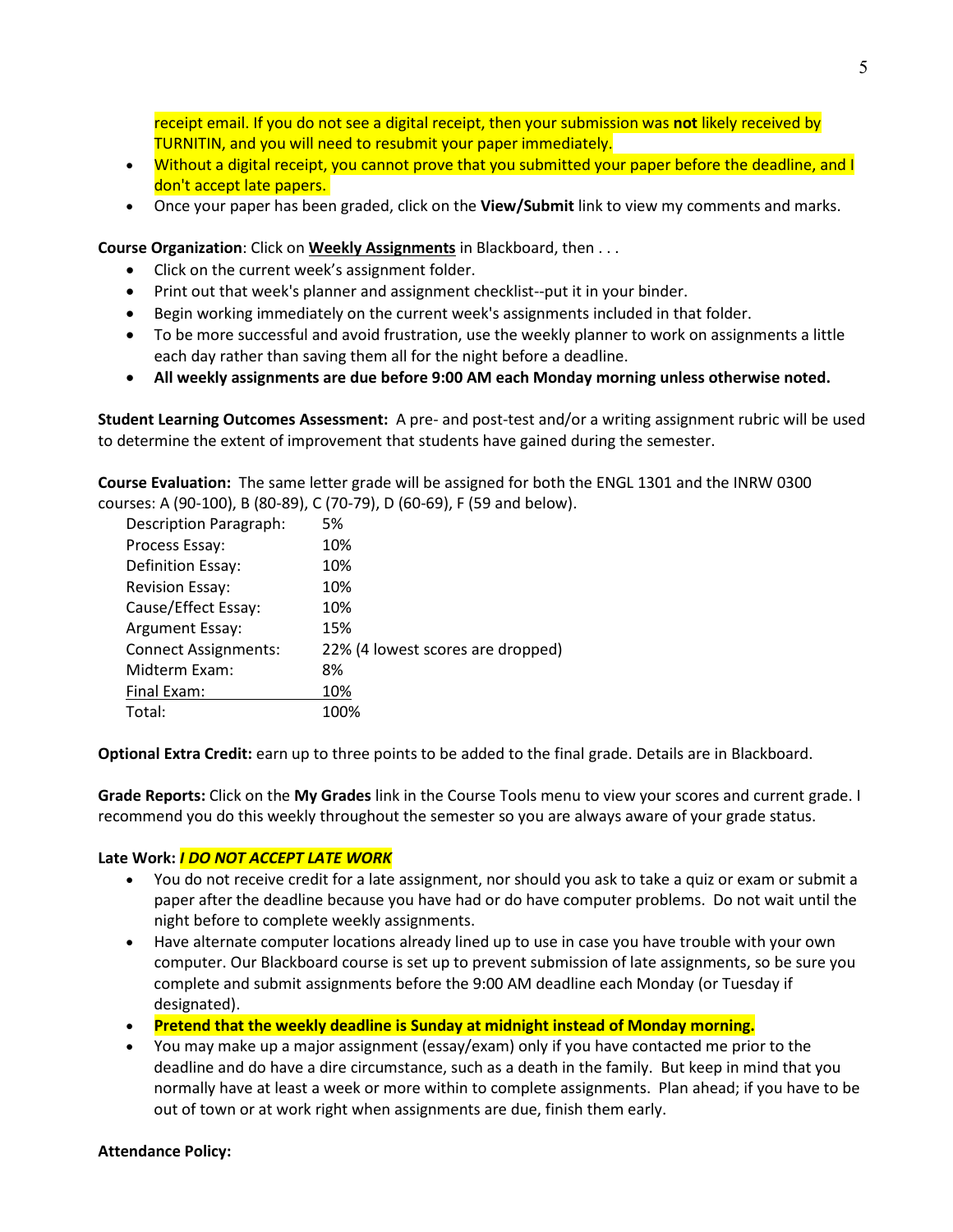receipt email. If you do not see a digital receipt, then your submission was **not** likely received by TURNITIN, and you will need to resubmit your paper immediately.

- Without a digital receipt, you cannot prove that you submitted your paper before the deadline, and I don't accept late papers.
- Once your paper has been graded, click on the **View/Submit** link to view my comments and marks.

**Course Organization**: Click on **Weekly Assignments** in Blackboard, then . . .

- Click on the current week's assignment folder.
- Print out that week's planner and assignment checklist--put it in your binder.
- Begin working immediately on the current week's assignments included in that folder.
- To be more successful and avoid frustration, use the weekly planner to work on assignments a little each day rather than saving them all for the night before a deadline.
- **All weekly assignments are due before 9:00 AM each Monday morning unless otherwise noted.**

**Student Learning Outcomes Assessment:** A pre- and post-test and/or a writing assignment rubric will be used to determine the extent of improvement that students have gained during the semester.

**Course Evaluation:** The same letter grade will be assigned for both the ENGL 1301 and the INRW 0300 courses: A (90-100), B (80-89), C (70-79), D (60-69), F (59 and below).

| | |
|---|---|
| Description Paragraph: | 5% |
| Process Essay: | 10% |
| Definition Essay: | 10% |
| Revision Essay: | 10% |
| Cause/Effect Essay: | 10% |
| Argument Essay: | 15% |
| Connect Assignments: | 22% (4 lowest scores are dropped) |
| Midterm Exam: | 8% |
| Final Exam: | 10% |
| Total: | 100% |

**Optional Extra Credit:** earn up to three points to be added to the final grade. Details are in Blackboard.

**Grade Reports:** Click on the **My Grades** link in the Course Tools menu to view your scores and current grade. I recommend you do this weekly throughout the semester so you are always aware of your grade status.

**Late Work:** ***I DO NOT ACCEPT LATE WORK***

- You do not receive credit for a late assignment, nor should you ask to take a quiz or exam or submit a paper after the deadline because you have had or do have computer problems. Do not wait until the night before to complete weekly assignments.
- Have alternate computer locations already lined up to use in case you have trouble with your own computer. Our Blackboard course is set up to prevent submission of late assignments, so be sure you complete and submit assignments before the 9:00 AM deadline each Monday (or Tuesday if designated).
- **Pretend that the weekly deadline is Sunday at midnight instead of Monday morning.**
- You may make up a major assignment (essay/exam) only if you have contacted me prior to the deadline and do have a dire circumstance, such as a death in the family. But keep in mind that you normally have at least a week or more within to complete assignments. Plan ahead; if you have to be out of town or at work right when assignments are due, finish them early.

**Attendance Policy:**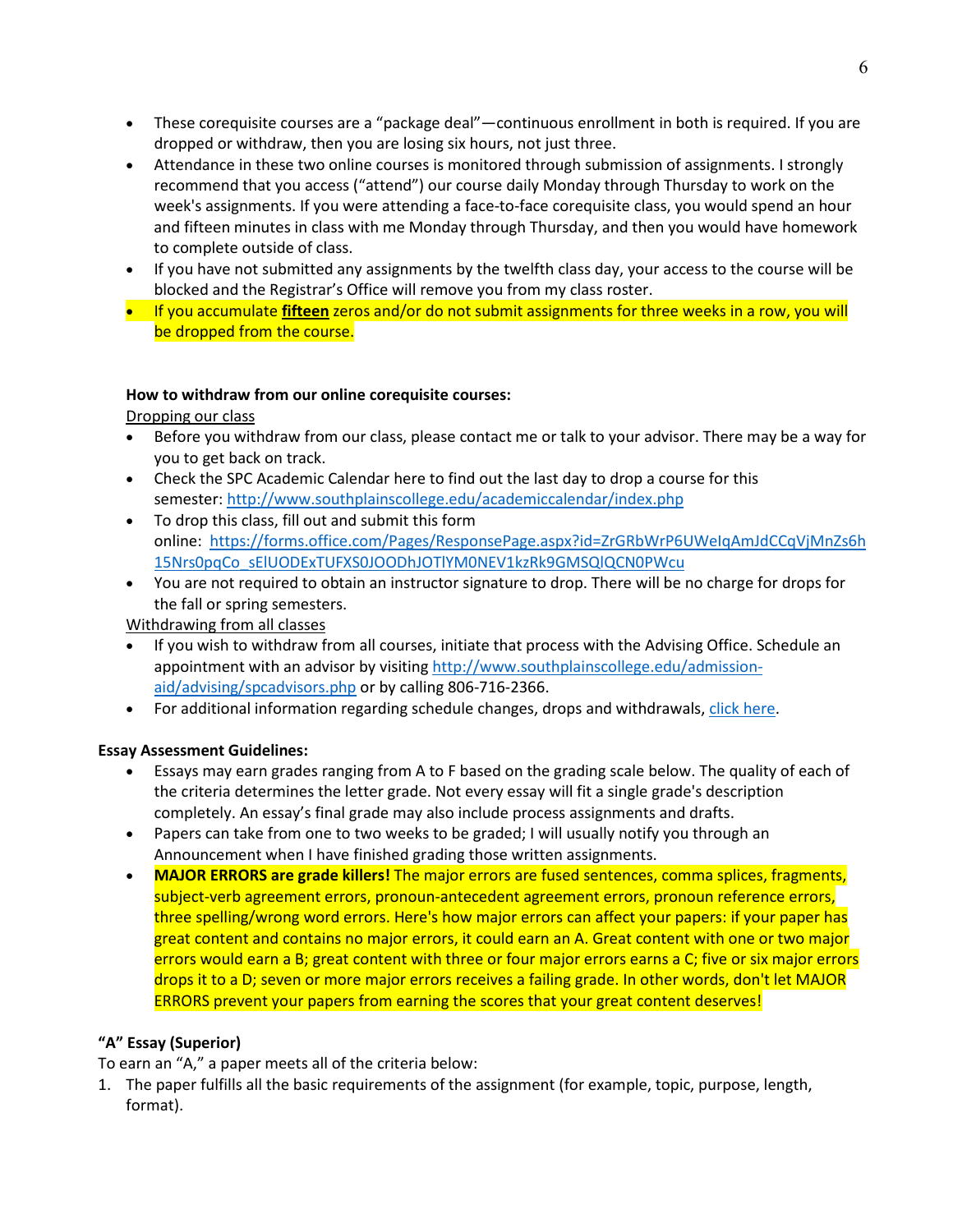- These corequisite courses are a "package deal"—continuous enrollment in both is required. If you are dropped or withdraw, then you are losing six hours, not just three.
- Attendance in these two online courses is monitored through submission of assignments. I strongly recommend that you access ("attend") our course daily Monday through Thursday to work on the week's assignments. If you were attending a face-to-face corequisite class, you would spend an hour and fifteen minutes in class with me Monday through Thursday, and then you would have homework to complete outside of class.
- If you have not submitted any assignments by the twelfth class day, your access to the course will be blocked and the Registrar's Office will remove you from my class roster.
- If you accumulate **fifteen** zeros and/or do not submit assignments for three weeks in a row, you will be dropped from the course.

**How to withdraw from our online corequisite courses:**

Dropping our class

- Before you withdraw from our class, please contact me or talk to your advisor. There may be a way for you to get back on track.
- Check the SPC Academic Calendar here to find out the last day to drop a course for this semester: http://www.southplainscollege.edu/academiccalendar/index.php
- To drop this class, fill out and submit this form online: https://forms.office.com/Pages/ResponsePage.aspx?id=ZrGRbWrP6UWeIqAmJdCCqVjMnZs6h15Nrs0pqCo_sElUODExTUFXS0JOODhJOTlYM0NEV1kzRk9GMSQlQCN0PWcu
- You are not required to obtain an instructor signature to drop. There will be no charge for drops for the fall or spring semesters.

Withdrawing from all classes

- If you wish to withdraw from all courses, initiate that process with the Advising Office. Schedule an appointment with an advisor by visiting http://www.southplainscollege.edu/admission-aid/advising/spcadvisors.php or by calling 806-716-2366.
- For additional information regarding schedule changes, drops and withdrawals, click here.

**Essay Assessment Guidelines:**

- Essays may earn grades ranging from A to F based on the grading scale below. The quality of each of the criteria determines the letter grade. Not every essay will fit a single grade's description completely. An essay's final grade may also include process assignments and drafts.
- Papers can take from one to two weeks to be graded; I will usually notify you through an Announcement when I have finished grading those written assignments.
- **MAJOR ERRORS are grade killers!** The major errors are fused sentences, comma splices, fragments, subject-verb agreement errors, pronoun-antecedent agreement errors, pronoun reference errors, three spelling/wrong word errors. Here's how major errors can affect your papers: if your paper has great content and contains no major errors, it could earn an A. Great content with one or two major errors would earn a B; great content with three or four major errors earns a C; five or six major errors drops it to a D; seven or more major errors receives a failing grade. In other words, don't let MAJOR ERRORS prevent your papers from earning the scores that your great content deserves!

**"A" Essay (Superior)**

To earn an "A," a paper meets all of the criteria below:

1. The paper fulfills all the basic requirements of the assignment (for example, topic, purpose, length, format).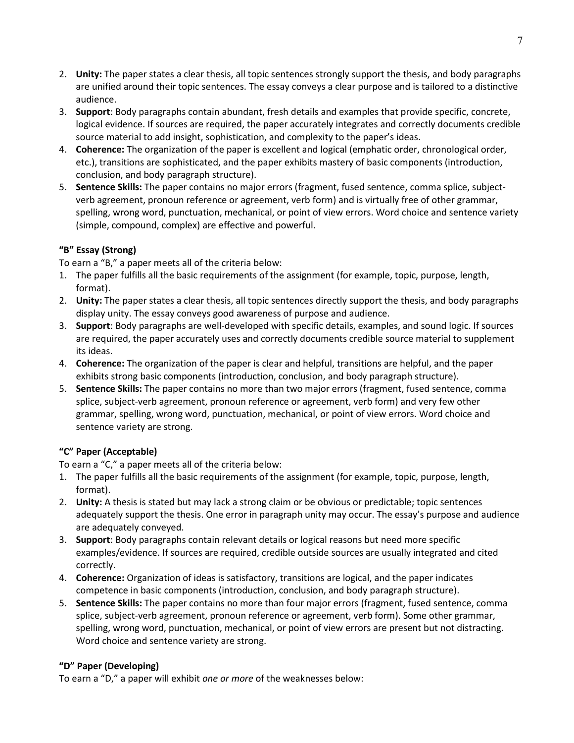2. **Unity:** The paper states a clear thesis, all topic sentences strongly support the thesis, and body paragraphs are unified around their topic sentences. The essay conveys a clear purpose and is tailored to a distinctive audience.
3. **Support**: Body paragraphs contain abundant, fresh details and examples that provide specific, concrete, logical evidence. If sources are required, the paper accurately integrates and correctly documents credible source material to add insight, sophistication, and complexity to the paper's ideas.
4. **Coherence:** The organization of the paper is excellent and logical (emphatic order, chronological order, etc.), transitions are sophisticated, and the paper exhibits mastery of basic components (introduction, conclusion, and body paragraph structure).
5. **Sentence Skills:** The paper contains no major errors (fragment, fused sentence, comma splice, subject-verb agreement, pronoun reference or agreement, verb form) and is virtually free of other grammar, spelling, wrong word, punctuation, mechanical, or point of view errors. Word choice and sentence variety (simple, compound, complex) are effective and powerful.

#### "B" Essay (Strong)

To earn a "B," a paper meets all of the criteria below:

1. The paper fulfills all the basic requirements of the assignment (for example, topic, purpose, length, format).
2. **Unity:** The paper states a clear thesis, all topic sentences directly support the thesis, and body paragraphs display unity. The essay conveys good awareness of purpose and audience.
3. **Support**: Body paragraphs are well-developed with specific details, examples, and sound logic. If sources are required, the paper accurately uses and correctly documents credible source material to supplement its ideas.
4. **Coherence:** The organization of the paper is clear and helpful, transitions are helpful, and the paper exhibits strong basic components (introduction, conclusion, and body paragraph structure).
5. **Sentence Skills:** The paper contains no more than two major errors (fragment, fused sentence, comma splice, subject-verb agreement, pronoun reference or agreement, verb form) and very few other grammar, spelling, wrong word, punctuation, mechanical, or point of view errors. Word choice and sentence variety are strong.

#### "C" Paper (Acceptable)

To earn a "C," a paper meets all of the criteria below:

1. The paper fulfills all the basic requirements of the assignment (for example, topic, purpose, length, format).
2. **Unity:** A thesis is stated but may lack a strong claim or be obvious or predictable; topic sentences adequately support the thesis. One error in paragraph unity may occur. The essay's purpose and audience are adequately conveyed.
3. **Support**: Body paragraphs contain relevant details or logical reasons but need more specific examples/evidence. If sources are required, credible outside sources are usually integrated and cited correctly.
4. **Coherence:** Organization of ideas is satisfactory, transitions are logical, and the paper indicates competence in basic components (introduction, conclusion, and body paragraph structure).
5. **Sentence Skills:** The paper contains no more than four major errors (fragment, fused sentence, comma splice, subject-verb agreement, pronoun reference or agreement, verb form). Some other grammar, spelling, wrong word, punctuation, mechanical, or point of view errors are present but not distracting. Word choice and sentence variety are strong.

#### "D" Paper (Developing)

To earn a "D," a paper will exhibit *one or more* of the weaknesses below: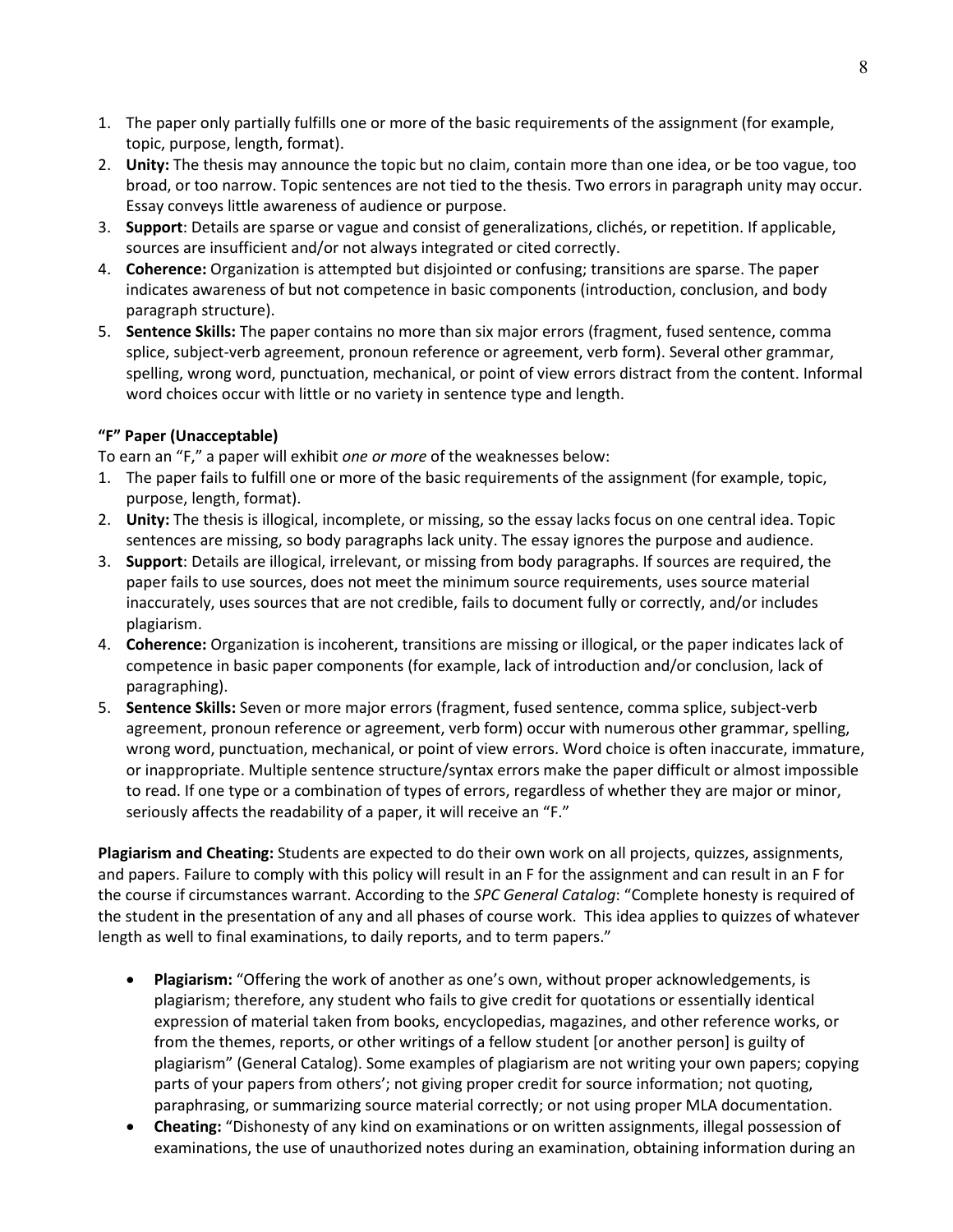1. The paper only partially fulfills one or more of the basic requirements of the assignment (for example, topic, purpose, length, format).
2. **Unity:** The thesis may announce the topic but no claim, contain more than one idea, or be too vague, too broad, or too narrow. Topic sentences are not tied to the thesis. Two errors in paragraph unity may occur. Essay conveys little awareness of audience or purpose.
3. **Support**: Details are sparse or vague and consist of generalizations, clichés, or repetition. If applicable, sources are insufficient and/or not always integrated or cited correctly.
4. **Coherence:** Organization is attempted but disjointed or confusing; transitions are sparse. The paper indicates awareness of but not competence in basic components (introduction, conclusion, and body paragraph structure).
5. **Sentence Skills:** The paper contains no more than six major errors (fragment, fused sentence, comma splice, subject-verb agreement, pronoun reference or agreement, verb form). Several other grammar, spelling, wrong word, punctuation, mechanical, or point of view errors distract from the content. Informal word choices occur with little or no variety in sentence type and length.

**"F" Paper (Unacceptable)**

To earn an "F," a paper will exhibit *one or more* of the weaknesses below:

1. The paper fails to fulfill one or more of the basic requirements of the assignment (for example, topic, purpose, length, format).
2. **Unity:** The thesis is illogical, incomplete, or missing, so the essay lacks focus on one central idea. Topic sentences are missing, so body paragraphs lack unity. The essay ignores the purpose and audience.
3. **Support**: Details are illogical, irrelevant, or missing from body paragraphs. If sources are required, the paper fails to use sources, does not meet the minimum source requirements, uses source material inaccurately, uses sources that are not credible, fails to document fully or correctly, and/or includes plagiarism.
4. **Coherence:** Organization is incoherent, transitions are missing or illogical, or the paper indicates lack of competence in basic paper components (for example, lack of introduction and/or conclusion, lack of paragraphing).
5. **Sentence Skills:** Seven or more major errors (fragment, fused sentence, comma splice, subject-verb agreement, pronoun reference or agreement, verb form) occur with numerous other grammar, spelling, wrong word, punctuation, mechanical, or point of view errors. Word choice is often inaccurate, immature, or inappropriate. Multiple sentence structure/syntax errors make the paper difficult or almost impossible to read. If one type or a combination of types of errors, regardless of whether they are major or minor, seriously affects the readability of a paper, it will receive an "F."

**Plagiarism and Cheating:** Students are expected to do their own work on all projects, quizzes, assignments, and papers. Failure to comply with this policy will result in an F for the assignment and can result in an F for the course if circumstances warrant. According to the *SPC General Catalog*: "Complete honesty is required of the student in the presentation of any and all phases of course work. This idea applies to quizzes of whatever length as well to final examinations, to daily reports, and to term papers."

- **Plagiarism:** "Offering the work of another as one's own, without proper acknowledgements, is plagiarism; therefore, any student who fails to give credit for quotations or essentially identical expression of material taken from books, encyclopedias, magazines, and other reference works, or from the themes, reports, or other writings of a fellow student [or another person] is guilty of plagiarism" (General Catalog). Some examples of plagiarism are not writing your own papers; copying parts of your papers from others'; not giving proper credit for source information; not quoting, paraphrasing, or summarizing source material correctly; or not using proper MLA documentation.
- **Cheating:** "Dishonesty of any kind on examinations or on written assignments, illegal possession of examinations, the use of unauthorized notes during an examination, obtaining information during an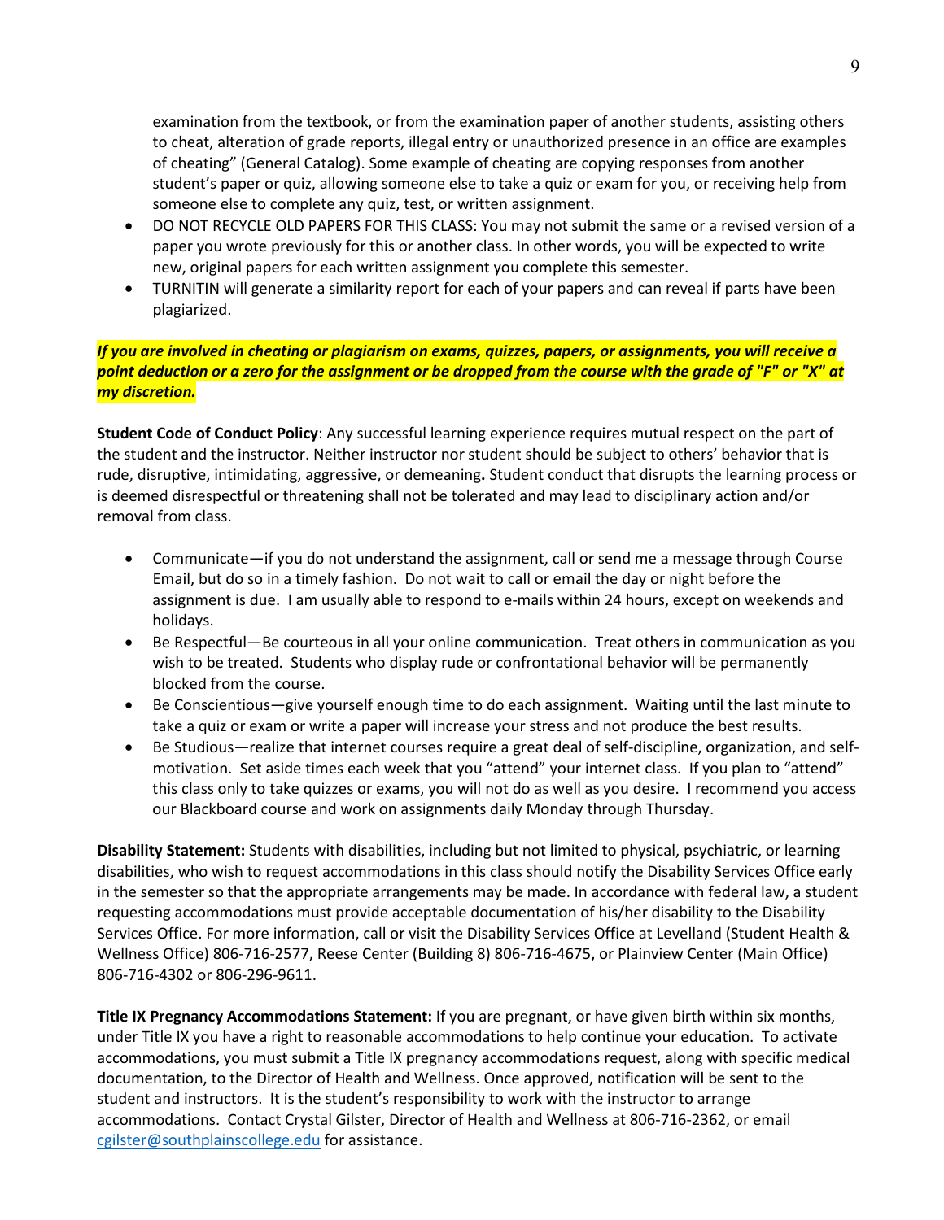examination from the textbook, or from the examination paper of another students, assisting others to cheat, alteration of grade reports, illegal entry or unauthorized presence in an office are examples of cheating" (General Catalog). Some example of cheating are copying responses from another student's paper or quiz, allowing someone else to take a quiz or exam for you, or receiving help from someone else to complete any quiz, test, or written assignment.

- DO NOT RECYCLE OLD PAPERS FOR THIS CLASS: You may not submit the same or a revised version of a paper you wrote previously for this or another class. In other words, you will be expected to write new, original papers for each written assignment you complete this semester.
- TURNITIN will generate a similarity report for each of your papers and can reveal if parts have been plagiarized.

***If you are involved in cheating or plagiarism on exams, quizzes, papers, or assignments, you will receive a point deduction or a zero for the assignment or be dropped from the course with the grade of "F" or "X" at my discretion.***

**Student Code of Conduct Policy**: Any successful learning experience requires mutual respect on the part of the student and the instructor. Neither instructor nor student should be subject to others' behavior that is rude, disruptive, intimidating, aggressive, or demeaning**.** Student conduct that disrupts the learning process or is deemed disrespectful or threatening shall not be tolerated and may lead to disciplinary action and/or removal from class.

- Communicate—if you do not understand the assignment, call or send me a message through Course Email, but do so in a timely fashion. Do not wait to call or email the day or night before the assignment is due. I am usually able to respond to e-mails within 24 hours, except on weekends and holidays.
- Be Respectful—Be courteous in all your online communication. Treat others in communication as you wish to be treated. Students who display rude or confrontational behavior will be permanently blocked from the course.
- Be Conscientious—give yourself enough time to do each assignment. Waiting until the last minute to take a quiz or exam or write a paper will increase your stress and not produce the best results.
- Be Studious—realize that internet courses require a great deal of self-discipline, organization, and self-motivation. Set aside times each week that you "attend" your internet class. If you plan to "attend" this class only to take quizzes or exams, you will not do as well as you desire. I recommend you access our Blackboard course and work on assignments daily Monday through Thursday.

**Disability Statement:** Students with disabilities, including but not limited to physical, psychiatric, or learning disabilities, who wish to request accommodations in this class should notify the Disability Services Office early in the semester so that the appropriate arrangements may be made. In accordance with federal law, a student requesting accommodations must provide acceptable documentation of his/her disability to the Disability Services Office. For more information, call or visit the Disability Services Office at Levelland (Student Health & Wellness Office) 806-716-2577, Reese Center (Building 8) 806-716-4675, or Plainview Center (Main Office) 806-716-4302 or 806-296-9611.

**Title IX Pregnancy Accommodations Statement:** If you are pregnant, or have given birth within six months, under Title IX you have a right to reasonable accommodations to help continue your education. To activate accommodations, you must submit a Title IX pregnancy accommodations request, along with specific medical documentation, to the Director of Health and Wellness. Once approved, notification will be sent to the student and instructors. It is the student's responsibility to work with the instructor to arrange accommodations. Contact Crystal Gilster, Director of Health and Wellness at 806-716-2362, or email cgilster@southplainscollege.edu for assistance.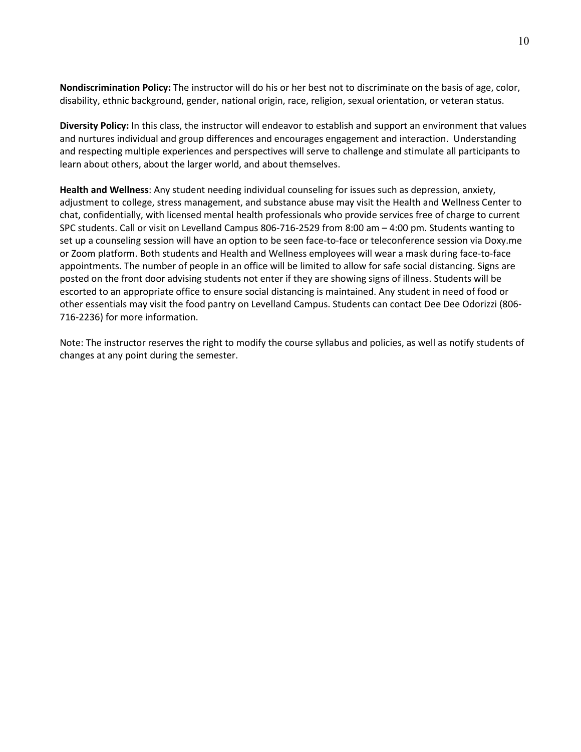**Nondiscrimination Policy:** The instructor will do his or her best not to discriminate on the basis of age, color, disability, ethnic background, gender, national origin, race, religion, sexual orientation, or veteran status.

**Diversity Policy:** In this class, the instructor will endeavor to establish and support an environment that values and nurtures individual and group differences and encourages engagement and interaction. Understanding and respecting multiple experiences and perspectives will serve to challenge and stimulate all participants to learn about others, about the larger world, and about themselves.

**Health and Wellness**: Any student needing individual counseling for issues such as depression, anxiety, adjustment to college, stress management, and substance abuse may visit the Health and Wellness Center to chat, confidentially, with licensed mental health professionals who provide services free of charge to current SPC students. Call or visit on Levelland Campus 806-716-2529 from 8:00 am – 4:00 pm. Students wanting to set up a counseling session will have an option to be seen face-to-face or teleconference session via Doxy.me or Zoom platform. Both students and Health and Wellness employees will wear a mask during face-to-face appointments. The number of people in an office will be limited to allow for safe social distancing. Signs are posted on the front door advising students not enter if they are showing signs of illness. Students will be escorted to an appropriate office to ensure social distancing is maintained. Any student in need of food or other essentials may visit the food pantry on Levelland Campus. Students can contact Dee Dee Odorizzi (806-716-2236) for more information.

Note: The instructor reserves the right to modify the course syllabus and policies, as well as notify students of changes at any point during the semester.